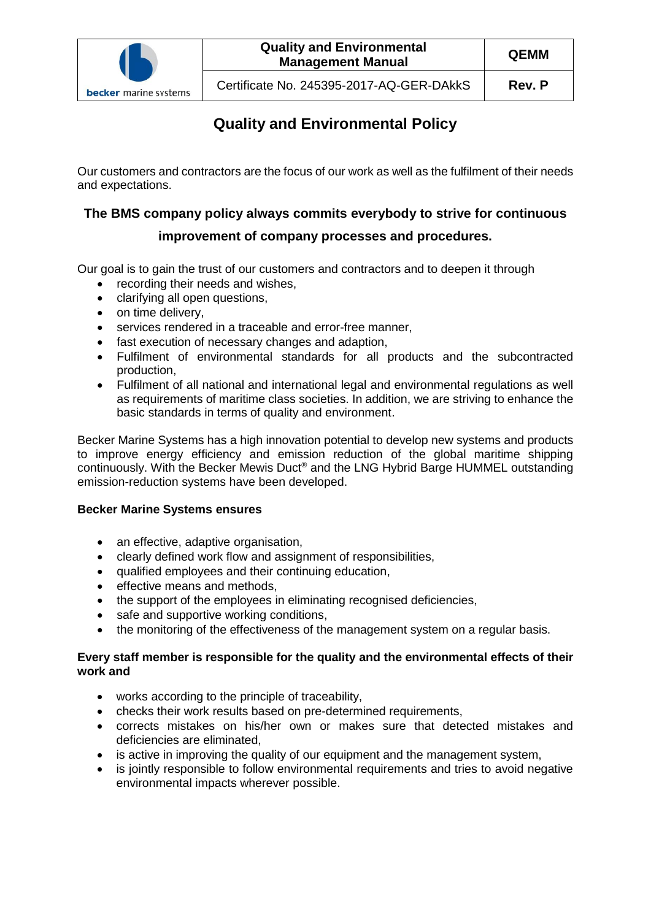# Quality and Environmental Policy

Our customers and contractors are the focus of our work as well as the fulfilment of their needs and expectations.

**The BMS company policy always commits everybody to strive for continuous improvement of company processes and procedures.**

Our goal is to gain the trust of our customers and contractors and to deepen it through

- recording their needs and wishes,
- clarifying all open questions,
- on time delivery,
- services rendered in a traceable and error-free manner,
- fast execution of necessary changes and adaption,
- Fulfilment of environmental standards for all products and the subcontracted production,
- Fulfilment of all national and international legal and environmental regulations as well as requirements of maritime class societies. In addition, we are striving to enhance the basic standards in terms of quality and environment.

Becker Marine Systems has a high innovation potential to develop new systems and products to improve energy efficiency and emission reduction of the global maritime shipping continuously. With the Becker Mewis Duct® and the LNG Hybrid Barge HUMMEL outstanding emission-reduction systems have been developed.

**Becker Marine Systems ensures**

- an effective, adaptive organisation,
- clearly defined work flow and assignment of responsibilities,
- qualified employees and their continuing education,
- effective means and methods,
- the support of the employees in eliminating recognised deficiencies,
- safe and supportive working conditions,
- the monitoring of the effectiveness of the management system on a regular basis.

**Every staff member is responsible for the quality and the environmental effects of their work and**

- works according to the principle of traceability,
- checks their work results based on pre-determined requirements,
- corrects mistakes on his/her own or makes sure that detected mistakes and deficiencies are eliminated,
- is active in improving the quality of our equipment and the management system,
- is jointly responsible to follow environmental requirements and tries to avoid negative environmental impacts wherever possible.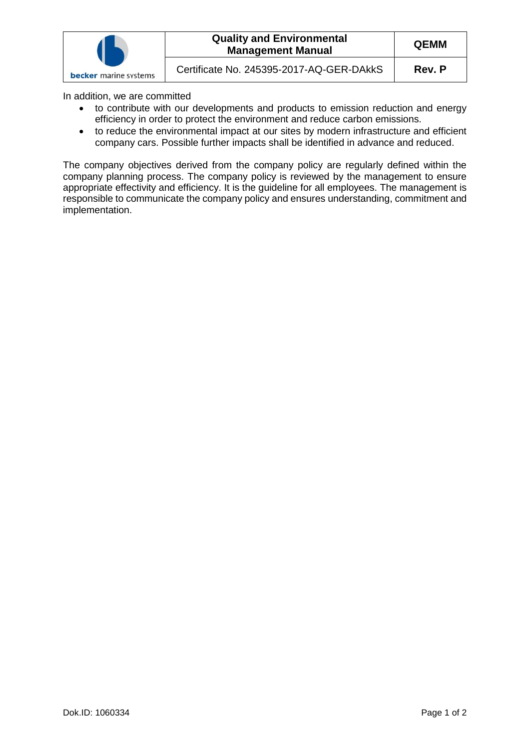In addition, we are committed

- to contribute with our developments and products to emission reduction and energy efficiency in order to protect the environment and reduce carbon emissions.
- to reduce the environmental impact at our sites by modern infrastructure and efficient company cars. Possible further impacts shall be identified in advance and reduced.

The company objectives derived from the company policy are regularly defined within the company planning process. The company policy is reviewed by the management to ensure appropriate effectivity and efficiency. It is the guideline for all employees. The management is responsible to communicate the company policy and ensures understanding, commitment and implementation.